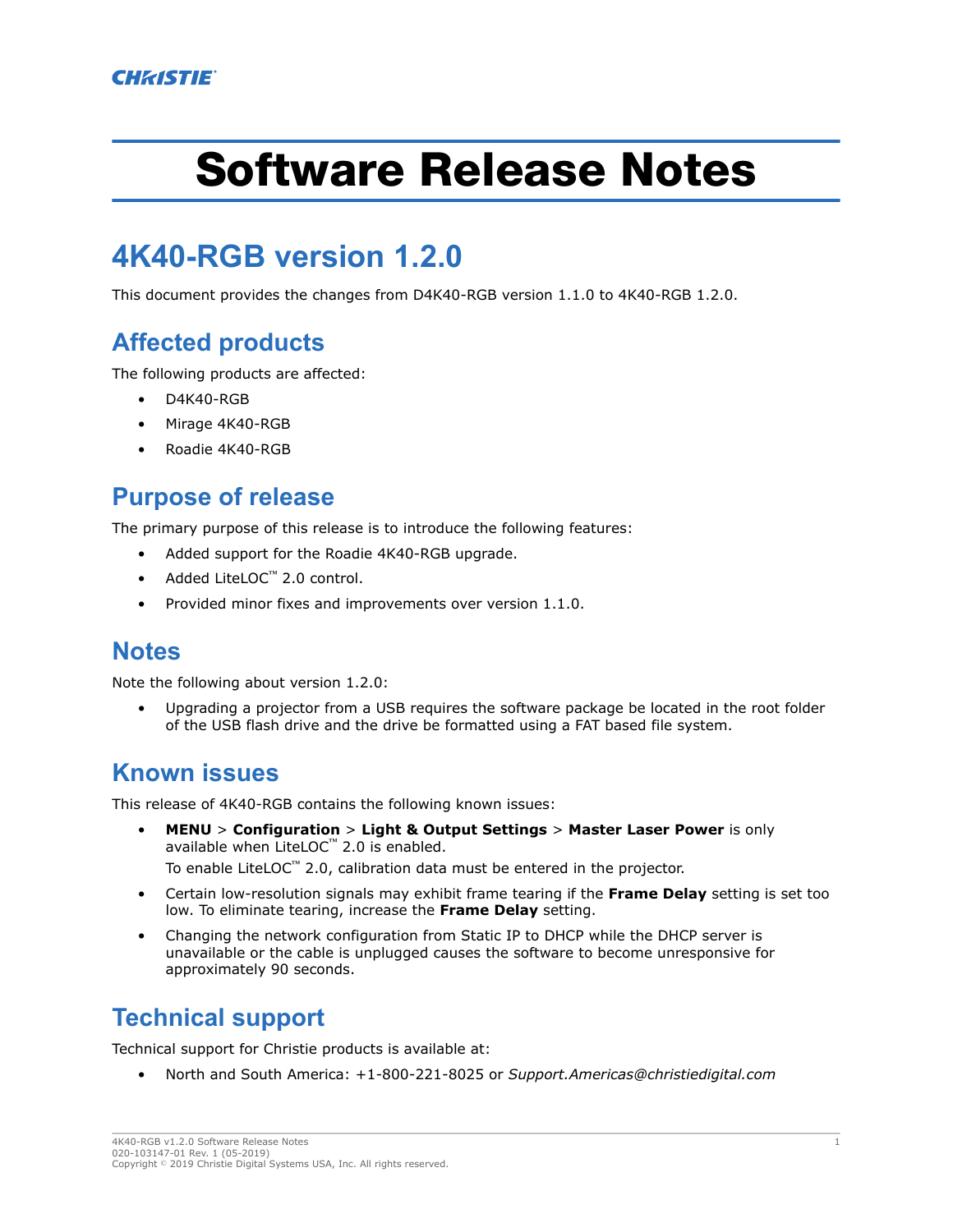# Software Release Notes

## 4K40-RGB version 1.2.0

This document provides the changes from D4K40-RGB version 1.1.0 to 4K40-RGB 1.2.0.

### Affected products

The following products are affected:

- D4K40-RGB
- Mirage 4K40-RGB
- Roadie 4K40-RGB

### Purpose of release

The primary purpose of this release is to introduce the following features:

- Added support for the Roadie 4K40-RGB upgrade.
- Added LiteLOC™ 2.0 control.
- Provided minor fixes and improvements over version 1.1.0.

### Notes

Note the following about version 1.2.0:

- Upgrading a projector from a USB requires the software package be located in the root folder of the USB flash drive and the drive be formatted using a FAT based file system.

### Known issues

This release of 4K40-RGB contains the following known issues:

- **MENU** > **Configuration** > **Light & Output Settings** > **Master Laser Power** is only available when LiteLOC™ 2.0 is enabled.

  To enable LiteLOC™ 2.0, calibration data must be entered in the projector.
- Certain low-resolution signals may exhibit frame tearing if the **Frame Delay** setting is set too low. To eliminate tearing, increase the **Frame Delay** setting.
- Changing the network configuration from Static IP to DHCP while the DHCP server is unavailable or the cable is unplugged causes the software to become unresponsive for approximately 90 seconds.

### Technical support

Technical support for Christie products is available at:

- North and South America: +1-800-221-8025 or *Support.Americas@christiedigital.com*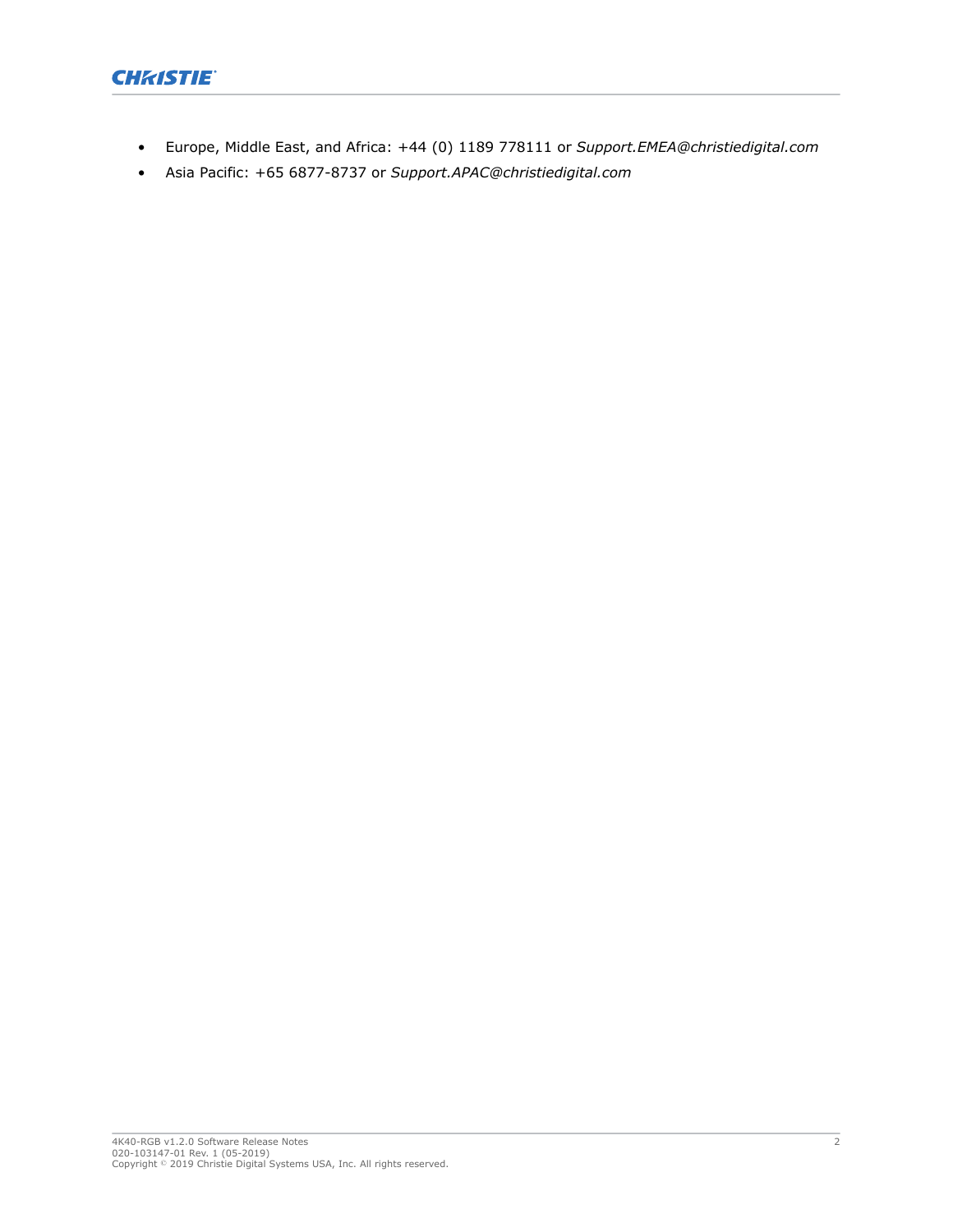- Europe, Middle East, and Africa: +44 (0) 1189 778111 or *Support.EMEA@christiedigital.com*
- Asia Pacific: +65 6877-8737 or *Support.APAC@christiedigital.com*